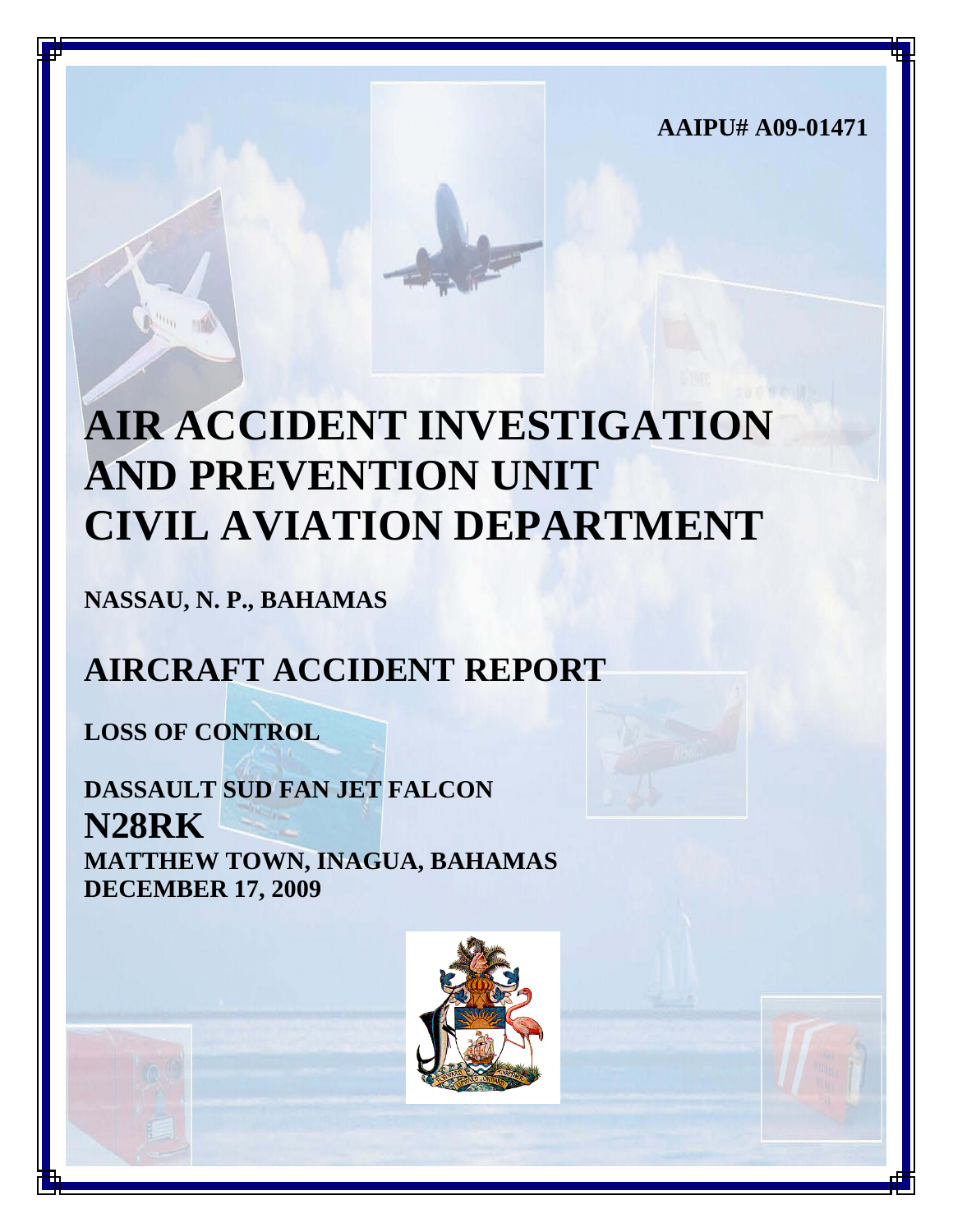**AAIPU# A09-01471**

# AIR ACCIDENT INVESTIGATION AND PREVENTION UNIT CIVIL AVIATION DEPARTMENT

**NASSAU, N. P., BAHAMAS**

## AIRCRAFT ACCIDENT REPORT

**LOSS OF CONTROL**

**DASSAULT SUD FAN JET FALCON**

**N28RK**

**MATTHEW TOWN, INAGUA, BAHAMAS**

**DECEMBER 17, 2009**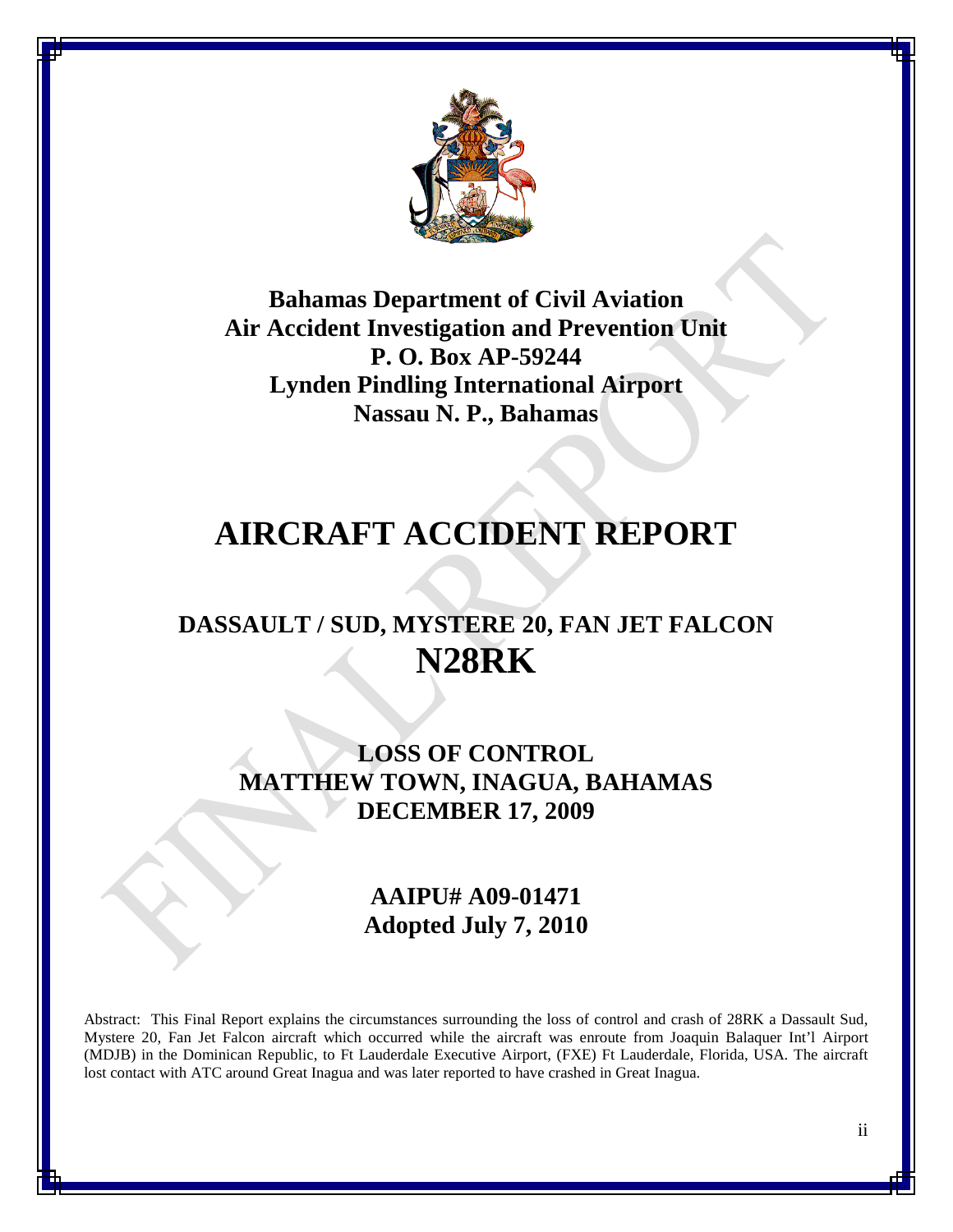**Bahamas Department of Civil Aviation**
**Air Accident Investigation and Prevention Unit**
**P. O. Box AP-59244**
**Lynden Pindling International Airport**
**Nassau N. P., Bahamas**

# AIRCRAFT ACCIDENT REPORT

## DASSAULT / SUD, MYSTERE 20, FAN JET FALCON
## N28RK

### LOSS OF CONTROL
### MATTHEW TOWN, INAGUA, BAHAMAS
### DECEMBER 17, 2009

**AAIPU# A09-01471**
**Adopted July 7, 2010**

Abstract: This Final Report explains the circumstances surrounding the loss of control and crash of 28RK a Dassault Sud, Mystere 20, Fan Jet Falcon aircraft which occurred while the aircraft was enroute from Joaquin Balaquer Int'l Airport (MDJB) in the Dominican Republic, to Ft Lauderdale Executive Airport, (FXE) Ft Lauderdale, Florida, USA. The aircraft lost contact with ATC around Great Inagua and was later reported to have crashed in Great Inagua.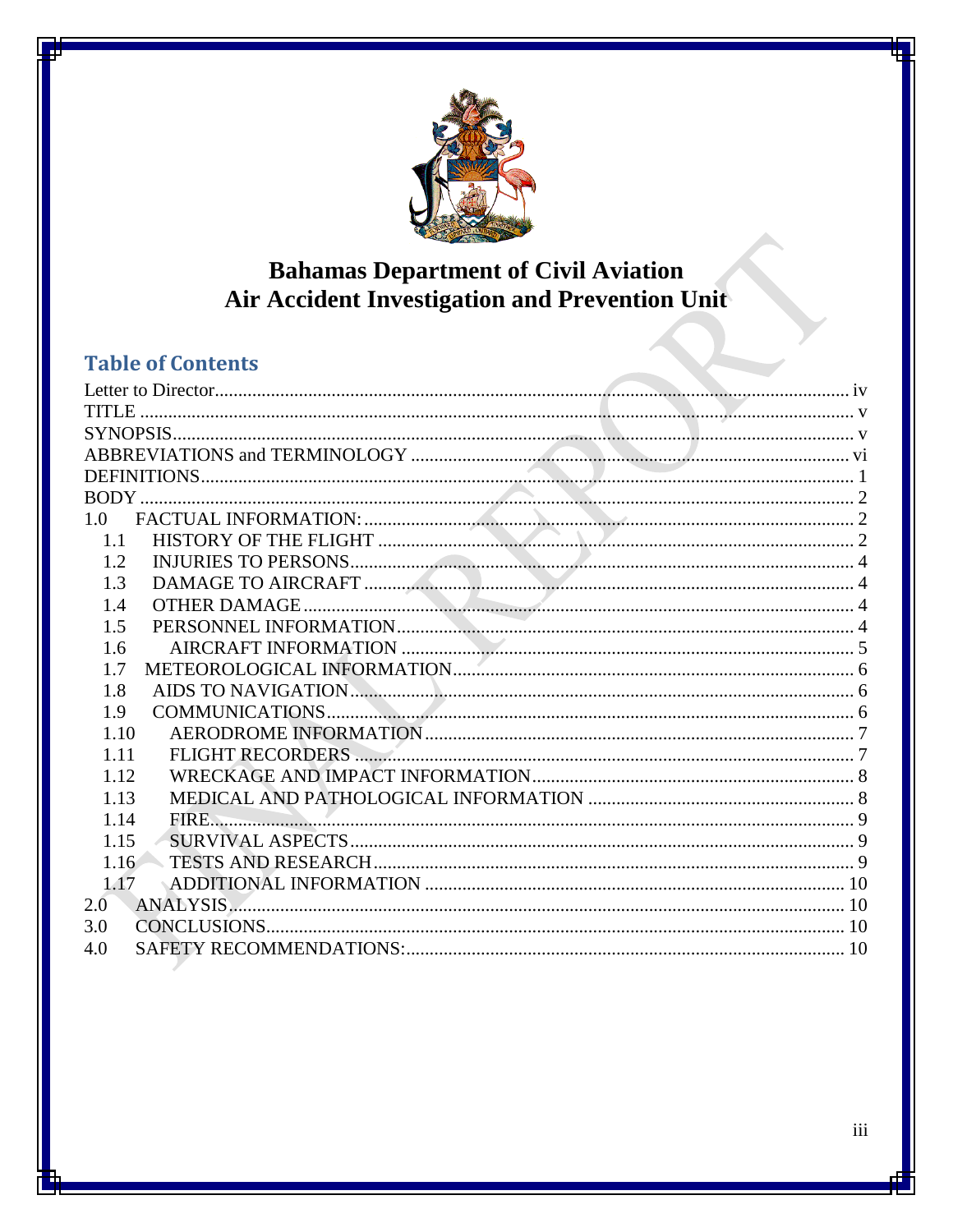# Bahamas Department of Civil Aviation
# Air Accident Investigation and Prevention Unit

## Table of Contents

Letter to Director....................................................................................................... iv
TITLE ....................................................................................................... v
SYNOPSIS....................................................................................................... v
ABBREVIATIONS and TERMINOLOGY ....................................................................................................... vi
DEFINITIONS....................................................................................................... 1
BODY ....................................................................................................... 2
1.0 FACTUAL INFORMATION: ....................................................................................................... 2
- 1.1 HISTORY OF THE FLIGHT ....................................................................................................... 2
- 1.2 INJURIES TO PERSONS....................................................................................................... 4
- 1.3 DAMAGE TO AIRCRAFT ....................................................................................................... 4
- 1.4 OTHER DAMAGE....................................................................................................... 4
- 1.5 PERSONNEL INFORMATION....................................................................................................... 4
- 1.6 AIRCRAFT INFORMATION ....................................................................................................... 5
- 1.7 METEOROLOGICAL INFORMATION....................................................................................................... 6
- 1.8 AIDS TO NAVIGATION....................................................................................................... 6
- 1.9 COMMUNICATIONS....................................................................................................... 6
- 1.10 AERODROME INFORMATION....................................................................................................... 7
- 1.11 FLIGHT RECORDERS ....................................................................................................... 7
- 1.12 WRECKAGE AND IMPACT INFORMATION....................................................................................................... 8
- 1.13 MEDICAL AND PATHOLOGICAL INFORMATION ....................................................................................................... 8
- 1.14 FIRE....................................................................................................... 9
- 1.15 SURVIVAL ASPECTS....................................................................................................... 9
- 1.16 TESTS AND RESEARCH....................................................................................................... 9
- 1.17 ADDITIONAL INFORMATION ....................................................................................................... 10

2.0 ANALYSIS....................................................................................................... 10
3.0 CONCLUSIONS....................................................................................................... 10
4.0 SAFETY RECOMMENDATIONS:....................................................................................................... 10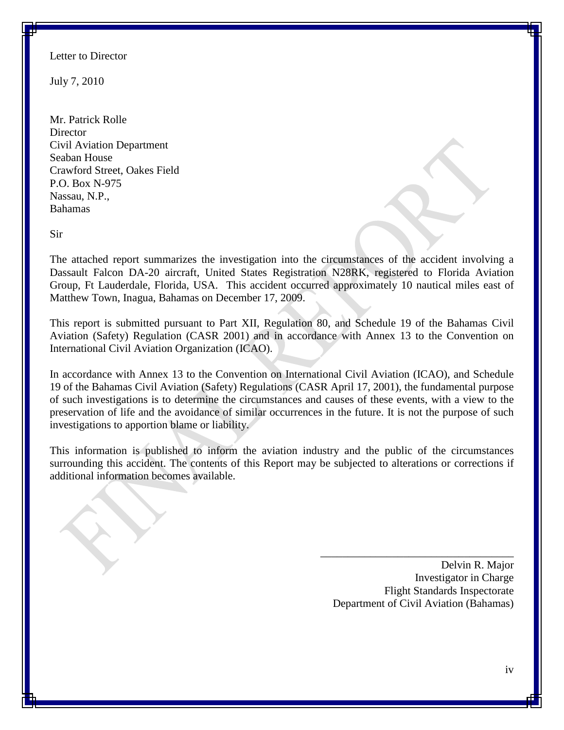Letter to Director

July 7, 2010

Mr. Patrick Rolle
Director
Civil Aviation Department
Seaban House
Crawford Street, Oakes Field
P.O. Box N-975
Nassau, N.P.,
Bahamas

Sir

The attached report summarizes the investigation into the circumstances of the accident involving a Dassault Falcon DA-20 aircraft, United States Registration N28RK, registered to Florida Aviation Group, Ft Lauderdale, Florida, USA. This accident occurred approximately 10 nautical miles east of Matthew Town, Inagua, Bahamas on December 17, 2009.

This report is submitted pursuant to Part XII, Regulation 80, and Schedule 19 of the Bahamas Civil Aviation (Safety) Regulation (CASR 2001) and in accordance with Annex 13 to the Convention on International Civil Aviation Organization (ICAO).

In accordance with Annex 13 to the Convention on International Civil Aviation (ICAO), and Schedule 19 of the Bahamas Civil Aviation (Safety) Regulations (CASR April 17, 2001), the fundamental purpose of such investigations is to determine the circumstances and causes of these events, with a view to the preservation of life and the avoidance of similar occurrences in the future. It is not the purpose of such investigations to apportion blame or liability.

This information is published to inform the aviation industry and the public of the circumstances surrounding this accident. The contents of this Report may be subjected to alterations or corrections if additional information becomes available.

Delvin R. Major
Investigator in Charge
Flight Standards Inspectorate
Department of Civil Aviation (Bahamas)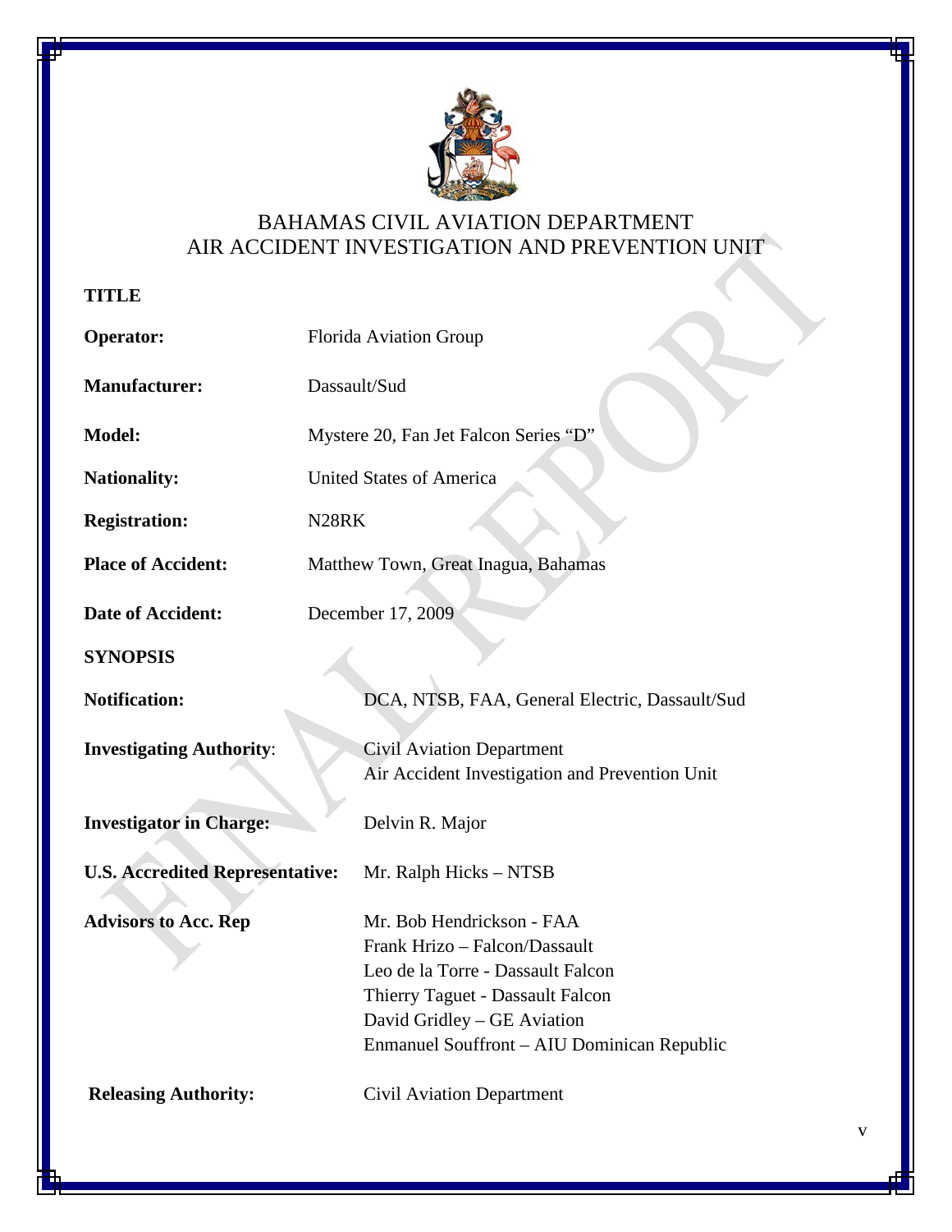# BAHAMAS CIVIL AVIATION DEPARTMENT
# AIR ACCIDENT INVESTIGATION AND PREVENTION UNIT

**TITLE**

| | |
|---|---|
| **Operator:** | Florida Aviation Group |
| **Manufacturer:** | Dassault/Sud |
| **Model:** | Mystere 20, Fan Jet Falcon Series "D" |
| **Nationality:** | United States of America |
| **Registration:** | N28RK |
| **Place of Accident:** | Matthew Town, Great Inagua, Bahamas |
| **Date of Accident:** | December 17, 2009 |

**SYNOPSIS**

| | |
|---|---|
| **Notification:** | DCA, NTSB, FAA, General Electric, Dassault/Sud |
| **Investigating Authority**: | Civil Aviation Department<br>Air Accident Investigation and Prevention Unit |
| **Investigator in Charge:** | Delvin R. Major |
| **U.S. Accredited Representative:** | Mr. Ralph Hicks – NTSB |
| **Advisors to Acc. Rep** | Mr. Bob Hendrickson - FAA<br>Frank Hrizo – Falcon/Dassault<br>Leo de la Torre - Dassault Falcon<br>Thierry Taguet - Dassault Falcon<br>David Gridley – GE Aviation<br>Enmanuel Souffront – AIU Dominican Republic |
| **Releasing Authority:** | Civil Aviation Department |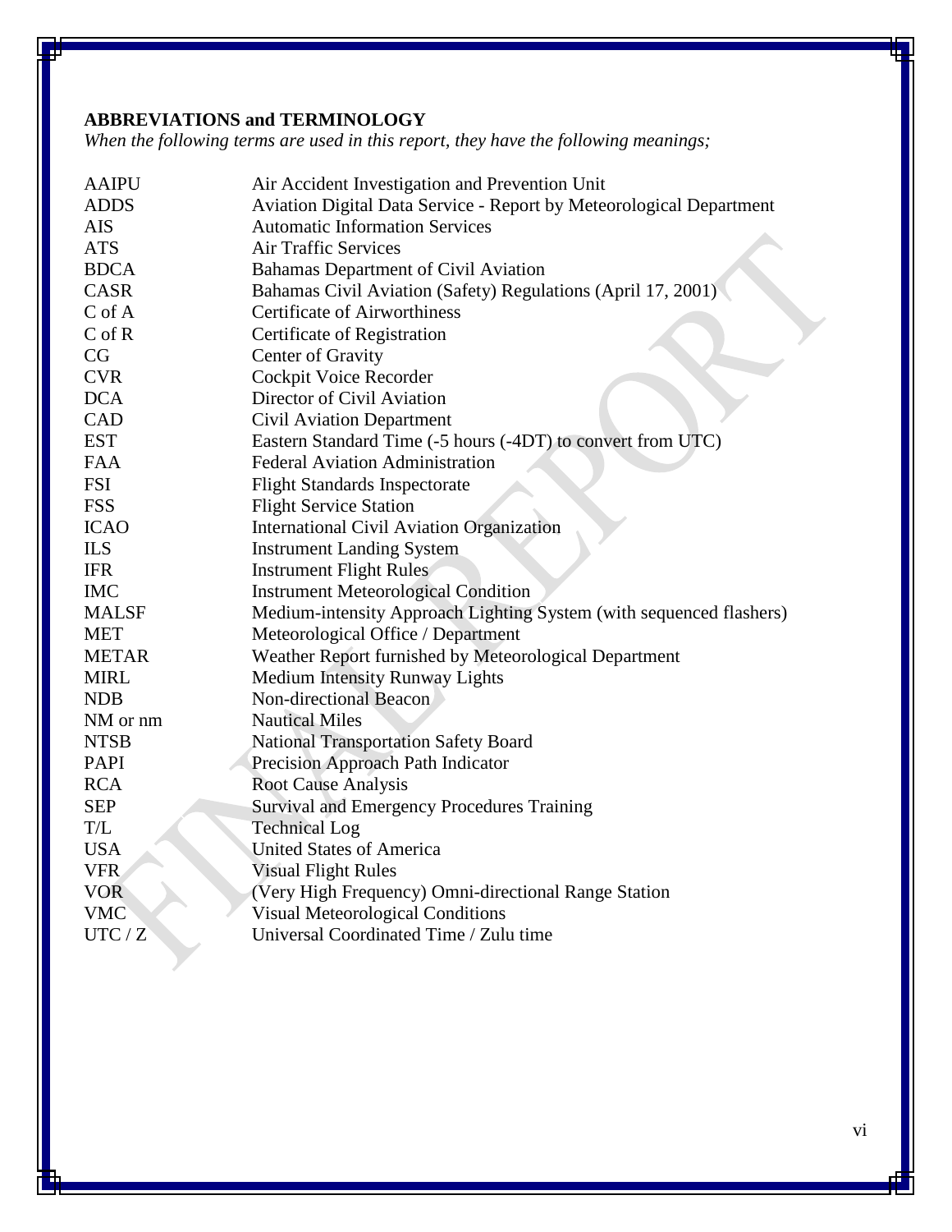**ABBREVIATIONS and TERMINOLOGY**

*When the following terms are used in this report, they have the following meanings;*

| | |
|---|---|
| AAIPU | Air Accident Investigation and Prevention Unit |
| ADDS | Aviation Digital Data Service - Report by Meteorological Department |
| AIS | Automatic Information Services |
| ATS | Air Traffic Services |
| BDCA | Bahamas Department of Civil Aviation |
| CASR | Bahamas Civil Aviation (Safety) Regulations (April 17, 2001) |
| C of A | Certificate of Airworthiness |
| C of R | Certificate of Registration |
| CG | Center of Gravity |
| CVR | Cockpit Voice Recorder |
| DCA | Director of Civil Aviation |
| CAD | Civil Aviation Department |
| EST | Eastern Standard Time (-5 hours (-4DT) to convert from UTC) |
| FAA | Federal Aviation Administration |
| FSI | Flight Standards Inspectorate |
| FSS | Flight Service Station |
| ICAO | International Civil Aviation Organization |
| ILS | Instrument Landing System |
| IFR | Instrument Flight Rules |
| IMC | Instrument Meteorological Condition |
| MALSF | Medium-intensity Approach Lighting System (with sequenced flashers) |
| MET | Meteorological Office / Department |
| METAR | Weather Report furnished by Meteorological Department |
| MIRL | Medium Intensity Runway Lights |
| NDB | Non-directional Beacon |
| NM or nm | Nautical Miles |
| NTSB | National Transportation Safety Board |
| PAPI | Precision Approach Path Indicator |
| RCA | Root Cause Analysis |
| SEP | Survival and Emergency Procedures Training |
| T/L | Technical Log |
| USA | United States of America |
| VFR | Visual Flight Rules |
| VOR | (Very High Frequency) Omni-directional Range Station |
| VMC | Visual Meteorological Conditions |
| UTC / Z | Universal Coordinated Time / Zulu time |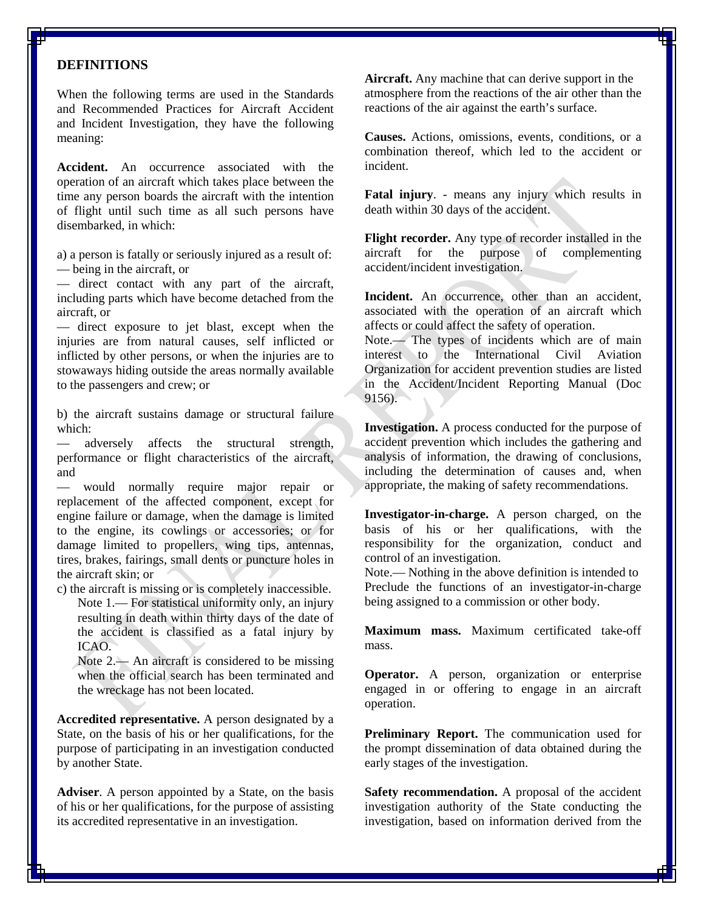## DEFINITIONS

When the following terms are used in the Standards and Recommended Practices for Aircraft Accident and Incident Investigation, they have the following meaning:

**Accident.** An occurrence associated with the operation of an aircraft which takes place between the time any person boards the aircraft with the intention of flight until such time as all such persons have disembarked, in which:

a) a person is fatally or seriously injured as a result of:
— being in the aircraft, or
— direct contact with any part of the aircraft, including parts which have become detached from the aircraft, or
— direct exposure to jet blast, except when the injuries are from natural causes, self inflicted or inflicted by other persons, or when the injuries are to stowaways hiding outside the areas normally available to the passengers and crew; or

b) the aircraft sustains damage or structural failure which:
— adversely affects the structural strength, performance or flight characteristics of the aircraft, and
— would normally require major repair or replacement of the affected component, except for engine failure or damage, when the damage is limited to the engine, its cowlings or accessories; or for damage limited to propellers, wing tips, antennas, tires, brakes, fairings, small dents or puncture holes in the aircraft skin; or

c) the aircraft is missing or is completely inaccessible.

Note 1.— For statistical uniformity only, an injury resulting in death within thirty days of the date of the accident is classified as a fatal injury by ICAO.

Note 2.— An aircraft is considered to be missing when the official search has been terminated and the wreckage has not been located.

**Accredited representative.** A person designated by a State, on the basis of his or her qualifications, for the purpose of participating in an investigation conducted by another State.

**Adviser**. A person appointed by a State, on the basis of his or her qualifications, for the purpose of assisting its accredited representative in an investigation.

**Aircraft.** Any machine that can derive support in the atmosphere from the reactions of the air other than the reactions of the air against the earth's surface.

**Causes.** Actions, omissions, events, conditions, or a combination thereof, which led to the accident or incident.

**Fatal injury**. - means any injury which results in death within 30 days of the accident.

**Flight recorder.** Any type of recorder installed in the aircraft for the purpose of complementing accident/incident investigation.

**Incident.** An occurrence, other than an accident, associated with the operation of an aircraft which affects or could affect the safety of operation.

Note.— The types of incidents which are of main interest to the International Civil Aviation Organization for accident prevention studies are listed in the Accident/Incident Reporting Manual (Doc 9156).

**Investigation.** A process conducted for the purpose of accident prevention which includes the gathering and analysis of information, the drawing of conclusions, including the determination of causes and, when appropriate, the making of safety recommendations.

**Investigator-in-charge.** A person charged, on the basis of his or her qualifications, with the responsibility for the organization, conduct and control of an investigation.

Note.— Nothing in the above definition is intended to Preclude the functions of an investigator-in-charge being assigned to a commission or other body.

**Maximum mass.** Maximum certificated take-off mass.

**Operator.** A person, organization or enterprise engaged in or offering to engage in an aircraft operation.

**Preliminary Report.** The communication used for the prompt dissemination of data obtained during the early stages of the investigation.

**Safety recommendation.** A proposal of the accident investigation authority of the State conducting the investigation, based on information derived from the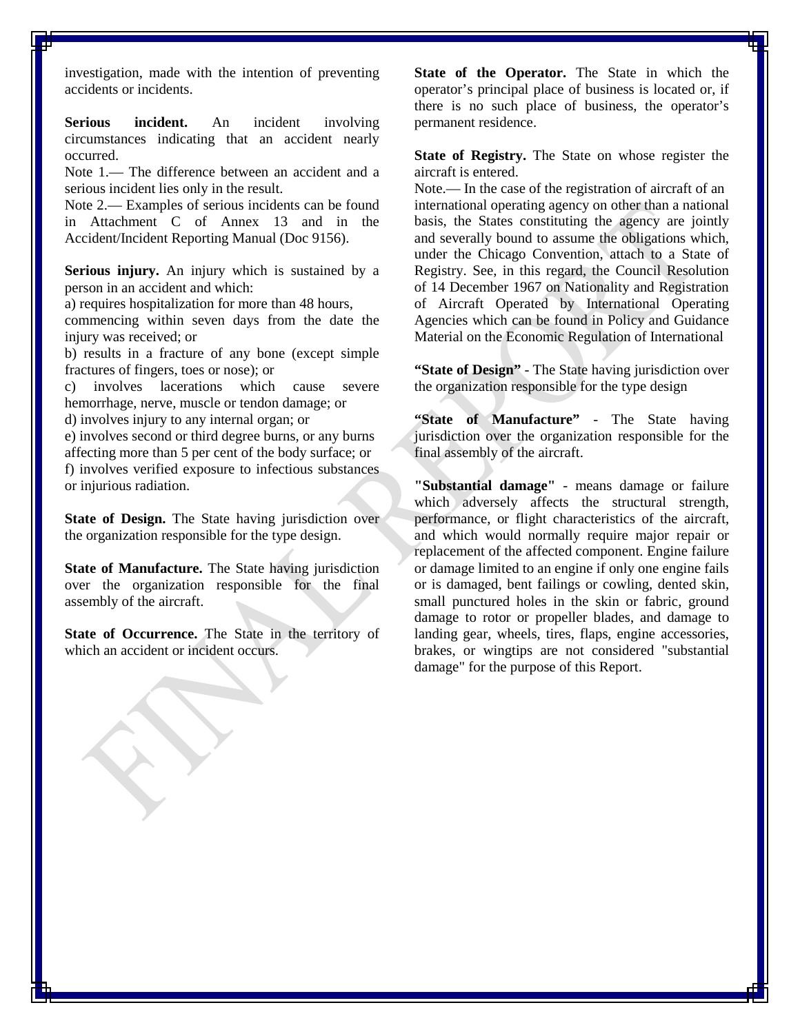investigation, made with the intention of preventing accidents or incidents.

**Serious incident.** An incident involving circumstances indicating that an accident nearly occurred.

Note 1.— The difference between an accident and a serious incident lies only in the result.

Note 2.— Examples of serious incidents can be found in Attachment C of Annex 13 and in the Accident/Incident Reporting Manual (Doc 9156).

**Serious injury.** An injury which is sustained by a person in an accident and which:

a) requires hospitalization for more than 48 hours, commencing within seven days from the date the injury was received; or

b) results in a fracture of any bone (except simple fractures of fingers, toes or nose); or

c) involves lacerations which cause severe hemorrhage, nerve, muscle or tendon damage; or

d) involves injury to any internal organ; or

e) involves second or third degree burns, or any burns affecting more than 5 per cent of the body surface; or

f) involves verified exposure to infectious substances or injurious radiation.

**State of Design.** The State having jurisdiction over the organization responsible for the type design.

**State of Manufacture.** The State having jurisdiction over the organization responsible for the final assembly of the aircraft.

**State of Occurrence.** The State in the territory of which an accident or incident occurs.

**State of the Operator.** The State in which the operator's principal place of business is located or, if there is no such place of business, the operator's permanent residence.

**State of Registry.** The State on whose register the aircraft is entered.

Note.— In the case of the registration of aircraft of an international operating agency on other than a national basis, the States constituting the agency are jointly and severally bound to assume the obligations which, under the Chicago Convention, attach to a State of Registry. See, in this regard, the Council Resolution of 14 December 1967 on Nationality and Registration of Aircraft Operated by International Operating Agencies which can be found in Policy and Guidance Material on the Economic Regulation of International

**"State of Design"** - The State having jurisdiction over the organization responsible for the type design

**"State of Manufacture"** - The State having jurisdiction over the organization responsible for the final assembly of the aircraft.

**"Substantial damage"** - means damage or failure which adversely affects the structural strength, performance, or flight characteristics of the aircraft, and which would normally require major repair or replacement of the affected component. Engine failure or damage limited to an engine if only one engine fails or is damaged, bent failings or cowling, dented skin, small punctured holes in the skin or fabric, ground damage to rotor or propeller blades, and damage to landing gear, wheels, tires, flaps, engine accessories, brakes, or wingtips are not considered "substantial damage" for the purpose of this Report.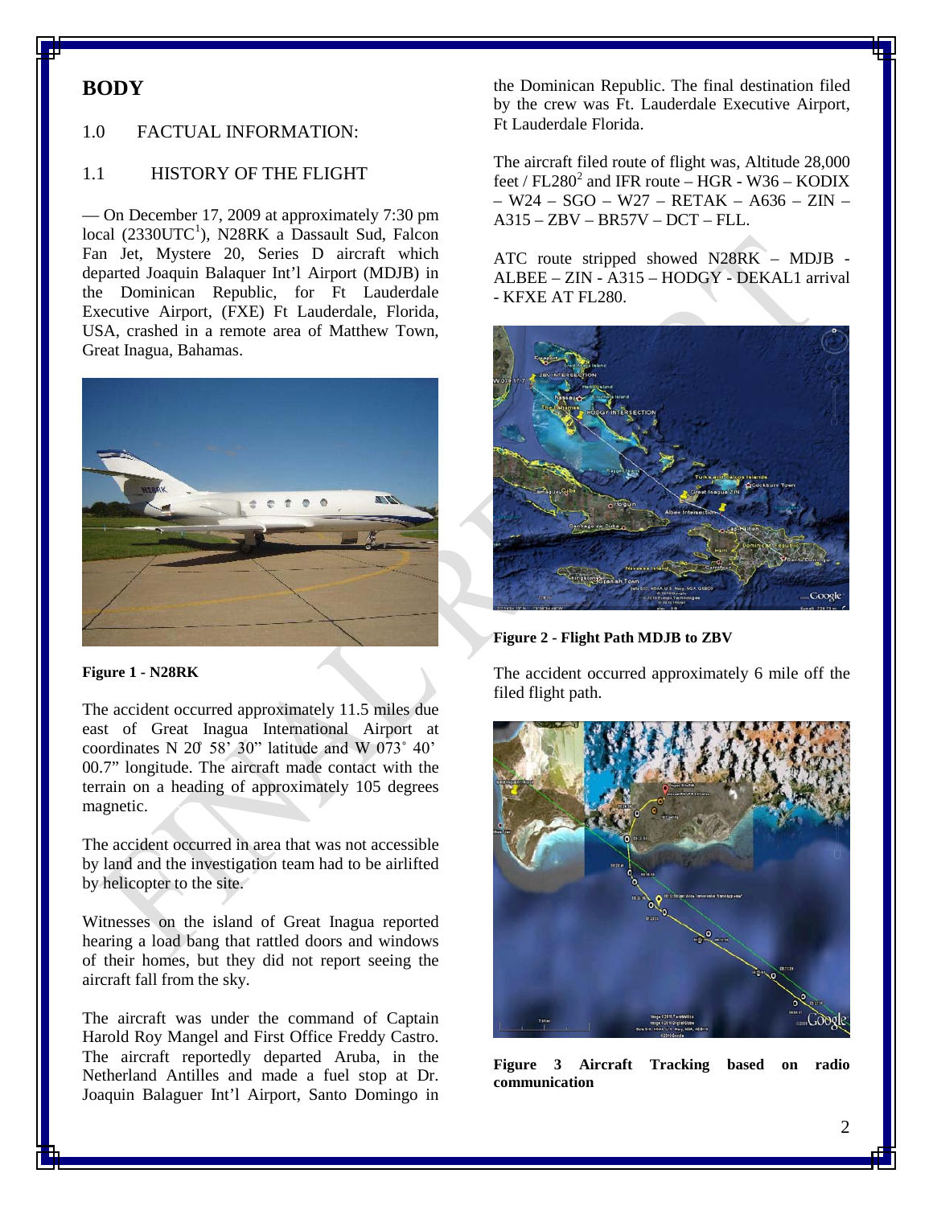# BODY

## 1.0 FACTUAL INFORMATION:

### 1.1 HISTORY OF THE FLIGHT

— On December 17, 2009 at approximately 7:30 pm local (2330UTC[1]), N28RK a Dassault Sud, Falcon Fan Jet, Mystere 20, Series D aircraft which departed Joaquin Balaquer Int'l Airport (MDJB) in the Dominican Republic, for Ft Lauderdale Executive Airport, (FXE) Ft Lauderdale, Florida, USA, crashed in a remote area of Matthew Town, Great Inagua, Bahamas.

Figure 1 - N28RK

The accident occurred approximately 11.5 miles due east of Great Inagua International Airport at coordinates N 20̊ 58' 30" latitude and W 073˚ 40' 00.7" longitude. The aircraft made contact with the terrain on a heading of approximately 105 degrees magnetic.

The accident occurred in area that was not accessible by land and the investigation team had to be airlifted by helicopter to the site.

Witnesses on the island of Great Inagua reported hearing a load bang that rattled doors and windows of their homes, but they did not report seeing the aircraft fall from the sky.

The aircraft was under the command of Captain Harold Roy Mangel and First Office Freddy Castro. The aircraft reportedly departed Aruba, in the Netherland Antilles and made a fuel stop at Dr. Joaquin Balaguer Int'l Airport, Santo Domingo in the Dominican Republic. The final destination filed by the crew was Ft. Lauderdale Executive Airport, Ft Lauderdale Florida.

The aircraft filed route of flight was, Altitude 28,000 feet / FL280[2] and IFR route – HGR - W36 – KODIX – W24 – SGO – W27 – RETAK – A636 – ZIN – A315 – ZBV – BR57V – DCT – FLL.

ATC route stripped showed N28RK – MDJB - ALBEE – ZIN - A315 – HODGY - DEKAL1 arrival - KFXE AT FL280.

Figure 2 - Flight Path MDJB to ZBV

The accident occurred approximately 6 mile off the filed flight path.

Figure 3 Aircraft Tracking based on radio communication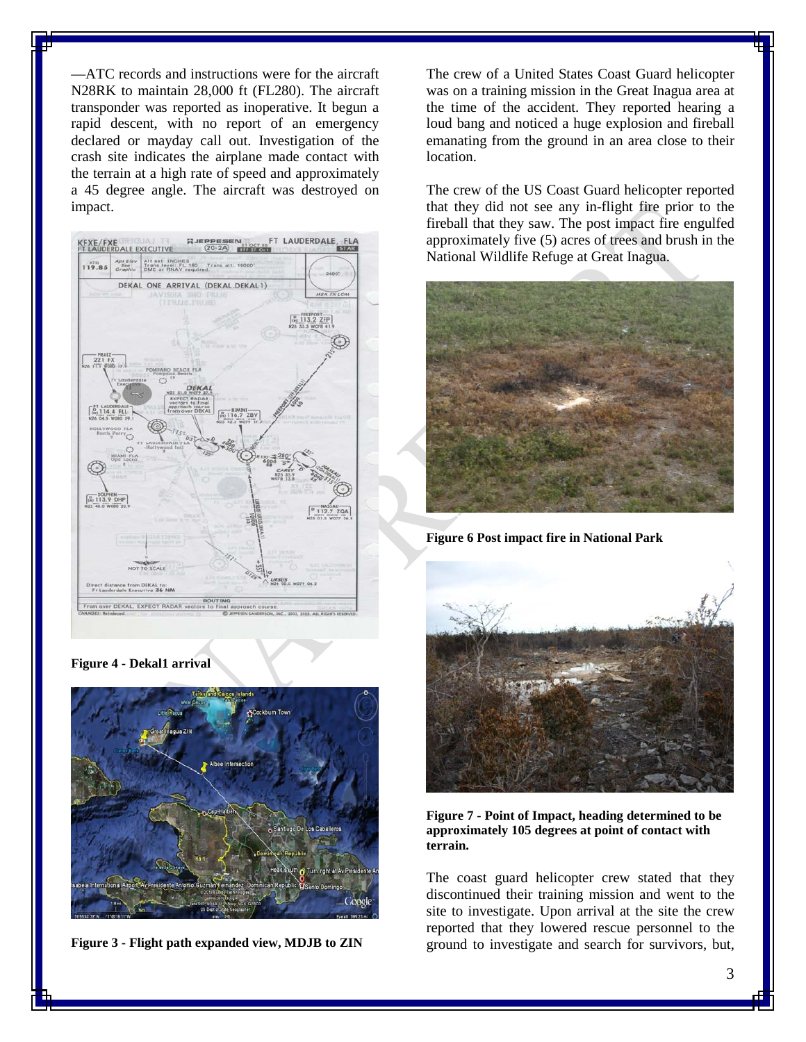—ATC records and instructions were for the aircraft N28RK to maintain 28,000 ft (FL280). The aircraft transponder was reported as inoperative. It begun a rapid descent, with no report of an emergency declared or mayday call out. Investigation of the crash site indicates the airplane made contact with the terrain at a high rate of speed and approximately a 45 degree angle. The aircraft was destroyed on impact.

**Figure 4 - Dekal1 arrival**

**Figure 3 - Flight path expanded view, MDJB to ZIN**

The crew of a United States Coast Guard helicopter was on a training mission in the Great Inagua area at the time of the accident. They reported hearing a loud bang and noticed a huge explosion and fireball emanating from the ground in an area close to their location.

The crew of the US Coast Guard helicopter reported that they did not see any in-flight fire prior to the fireball that they saw. The post impact fire engulfed approximately five (5) acres of trees and brush in the National Wildlife Refuge at Great Inagua.

**Figure 6 Post impact fire in National Park**

**Figure 7 - Point of Impact, heading determined to be approximately 105 degrees at point of contact with terrain.**

The coast guard helicopter crew stated that they discontinued their training mission and went to the site to investigate. Upon arrival at the site the crew reported that they lowered rescue personnel to the ground to investigate and search for survivors, but,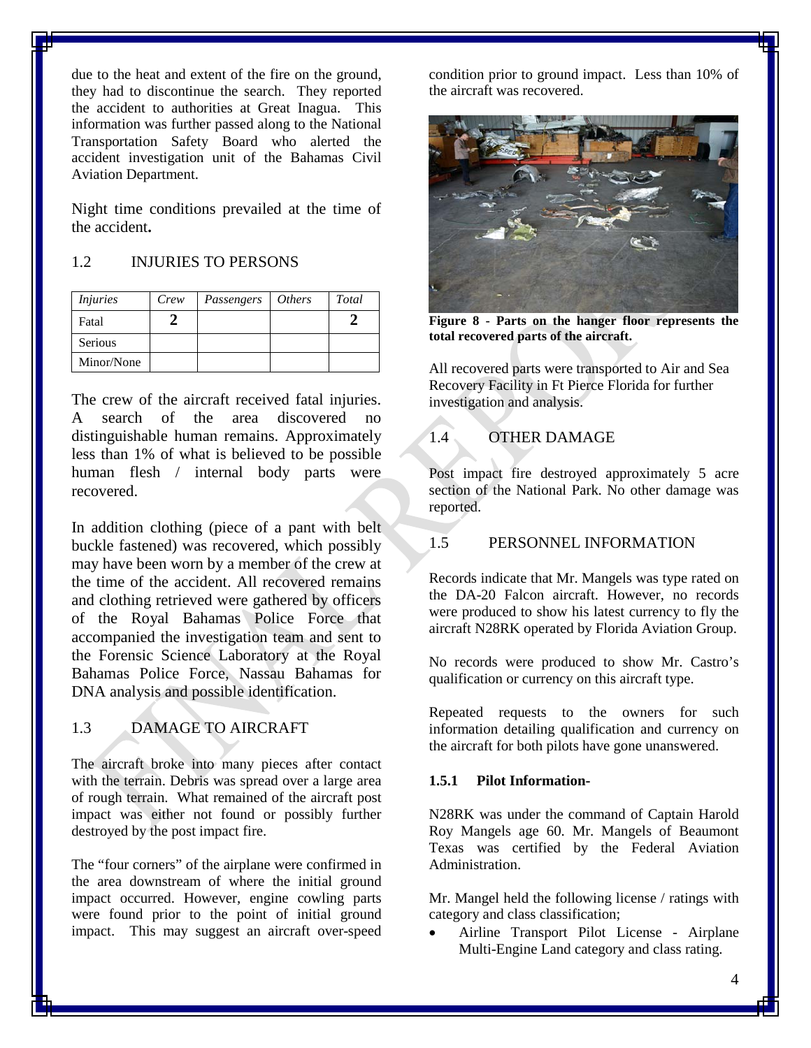due to the heat and extent of the fire on the ground, they had to discontinue the search. They reported the accident to authorities at Great Inagua. This information was further passed along to the National Transportation Safety Board who alerted the accident investigation unit of the Bahamas Civil Aviation Department.

Night time conditions prevailed at the time of the accident**.**

## 1.2 INJURIES TO PERSONS

| *Injuries* | *Crew* | *Passengers* | *Others* | *Total* |
|---|---|---|---|---|
| Fatal | **2** | | | **2** |
| Serious | | | | |
| Minor/None | | | | |

The crew of the aircraft received fatal injuries. A search of the area discovered no distinguishable human remains. Approximately less than 1% of what is believed to be possible human flesh / internal body parts were recovered.

In addition clothing (piece of a pant with belt buckle fastened) was recovered, which possibly may have been worn by a member of the crew at the time of the accident. All recovered remains and clothing retrieved were gathered by officers of the Royal Bahamas Police Force that accompanied the investigation team and sent to the Forensic Science Laboratory at the Royal Bahamas Police Force, Nassau Bahamas for DNA analysis and possible identification.

## 1.3 DAMAGE TO AIRCRAFT

The aircraft broke into many pieces after contact with the terrain. Debris was spread over a large area of rough terrain. What remained of the aircraft post impact was either not found or possibly further destroyed by the post impact fire.

The "four corners" of the airplane were confirmed in the area downstream of where the initial ground impact occurred. However, engine cowling parts were found prior to the point of initial ground impact. This may suggest an aircraft over-speed condition prior to ground impact. Less than 10% of the aircraft was recovered.

**Figure 8 - Parts on the hanger floor represents the total recovered parts of the aircraft.**

All recovered parts were transported to Air and Sea Recovery Facility in Ft Pierce Florida for further investigation and analysis.

## 1.4 OTHER DAMAGE

Post impact fire destroyed approximately 5 acre section of the National Park. No other damage was reported.

## 1.5 PERSONNEL INFORMATION

Records indicate that Mr. Mangels was type rated on the DA-20 Falcon aircraft. However, no records were produced to show his latest currency to fly the aircraft N28RK operated by Florida Aviation Group.

No records were produced to show Mr. Castro's qualification or currency on this aircraft type.

Repeated requests to the owners for such information detailing qualification and currency on the aircraft for both pilots have gone unanswered.

### 1.5.1 Pilot Information-

N28RK was under the command of Captain Harold Roy Mangels age 60. Mr. Mangels of Beaumont Texas was certified by the Federal Aviation Administration.

Mr. Mangel held the following license / ratings with category and class classification;

- Airline Transport Pilot License - Airplane Multi-Engine Land category and class rating.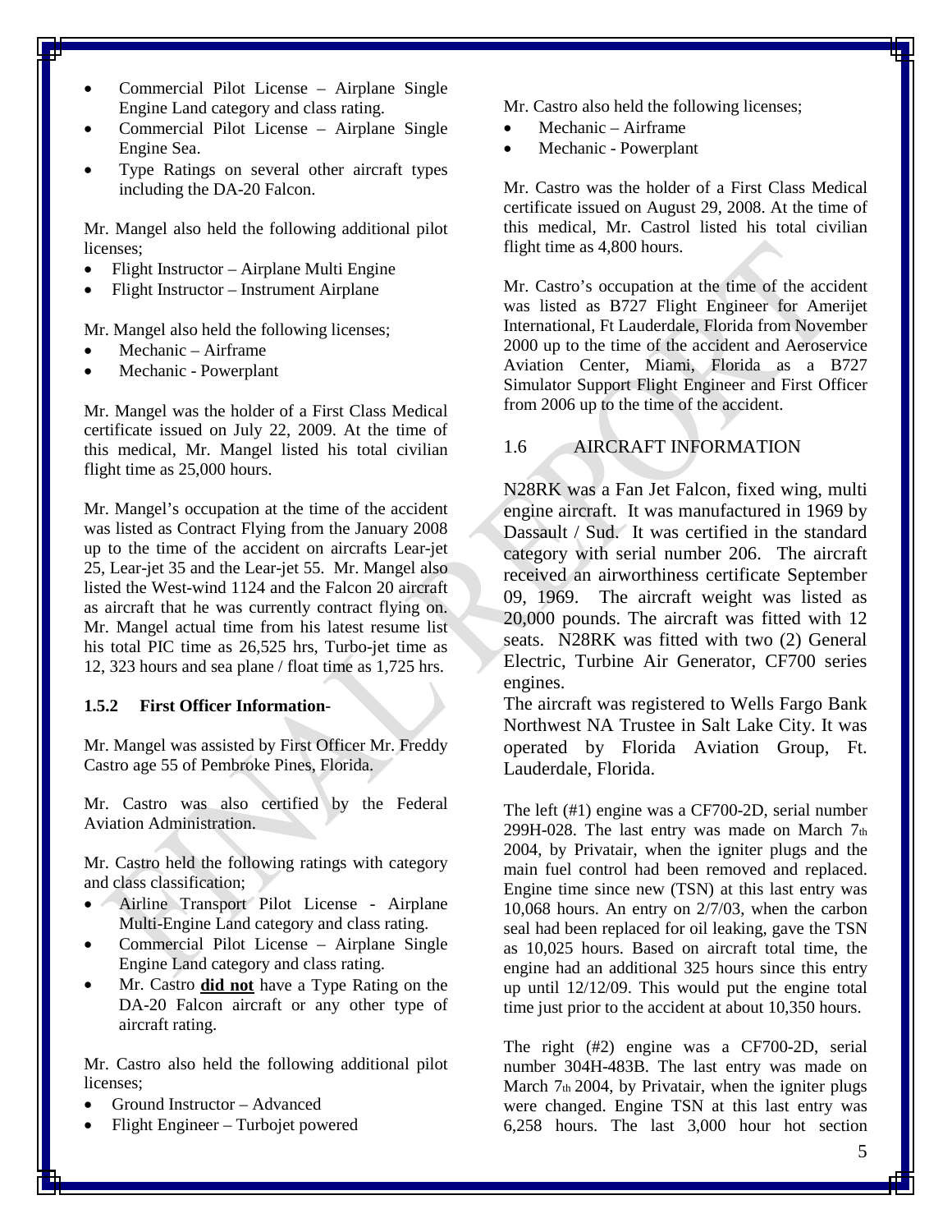- Commercial Pilot License – Airplane Single Engine Land category and class rating.
- Commercial Pilot License – Airplane Single Engine Sea.
- Type Ratings on several other aircraft types including the DA-20 Falcon.

Mr. Mangel also held the following additional pilot licenses;

- Flight Instructor – Airplane Multi Engine
- Flight Instructor – Instrument Airplane

Mr. Mangel also held the following licenses;

- Mechanic – Airframe
- Mechanic - Powerplant

Mr. Mangel was the holder of a First Class Medical certificate issued on July 22, 2009. At the time of this medical, Mr. Mangel listed his total civilian flight time as 25,000 hours.

Mr. Mangel's occupation at the time of the accident was listed as Contract Flying from the January 2008 up to the time of the accident on aircrafts Lear-jet 25, Lear-jet 35 and the Lear-jet 55. Mr. Mangel also listed the West-wind 1124 and the Falcon 20 aircraft as aircraft that he was currently contract flying on. Mr. Mangel actual time from his latest resume list his total PIC time as 26,525 hrs, Turbo-jet time as 12, 323 hours and sea plane / float time as 1,725 hrs.

#### 1.5.2 First Officer Information-

Mr. Mangel was assisted by First Officer Mr. Freddy Castro age 55 of Pembroke Pines, Florida.

Mr. Castro was also certified by the Federal Aviation Administration.

Mr. Castro held the following ratings with category and class classification;

- Airline Transport Pilot License - Airplane Multi-Engine Land category and class rating.
- Commercial Pilot License – Airplane Single Engine Land category and class rating.
- Mr. Castro **did not** have a Type Rating on the DA-20 Falcon aircraft or any other type of aircraft rating.

Mr. Castro also held the following additional pilot licenses;

- Ground Instructor – Advanced
- Flight Engineer – Turbojet powered

Mr. Castro also held the following licenses;

- Mechanic – Airframe
- Mechanic - Powerplant

Mr. Castro was the holder of a First Class Medical certificate issued on August 29, 2008. At the time of this medical, Mr. Castrol listed his total civilian flight time as 4,800 hours.

Mr. Castro's occupation at the time of the accident was listed as B727 Flight Engineer for Amerijet International, Ft Lauderdale, Florida from November 2000 up to the time of the accident and Aeroservice Aviation Center, Miami, Florida as a B727 Simulator Support Flight Engineer and First Officer from 2006 up to the time of the accident.

## 1.6 AIRCRAFT INFORMATION

N28RK was a Fan Jet Falcon, fixed wing, multi engine aircraft. It was manufactured in 1969 by Dassault / Sud. It was certified in the standard category with serial number 206. The aircraft received an airworthiness certificate September 09, 1969. The aircraft weight was listed as 20,000 pounds. The aircraft was fitted with 12 seats. N28RK was fitted with two (2) General Electric, Turbine Air Generator, CF700 series engines.

The aircraft was registered to Wells Fargo Bank Northwest NA Trustee in Salt Lake City. It was operated by Florida Aviation Group, Ft. Lauderdale, Florida.

The left (#1) engine was a CF700-2D, serial number 299H-028. The last entry was made on March 7th 2004, by Privatair, when the igniter plugs and the main fuel control had been removed and replaced. Engine time since new (TSN) at this last entry was 10,068 hours. An entry on 2/7/03, when the carbon seal had been replaced for oil leaking, gave the TSN as 10,025 hours. Based on aircraft total time, the engine had an additional 325 hours since this entry up until 12/12/09. This would put the engine total time just prior to the accident at about 10,350 hours.

The right (#2) engine was a CF700-2D, serial number 304H-483B. The last entry was made on March 7th 2004, by Privatair, when the igniter plugs were changed. Engine TSN at this last entry was 6,258 hours. The last 3,000 hour hot section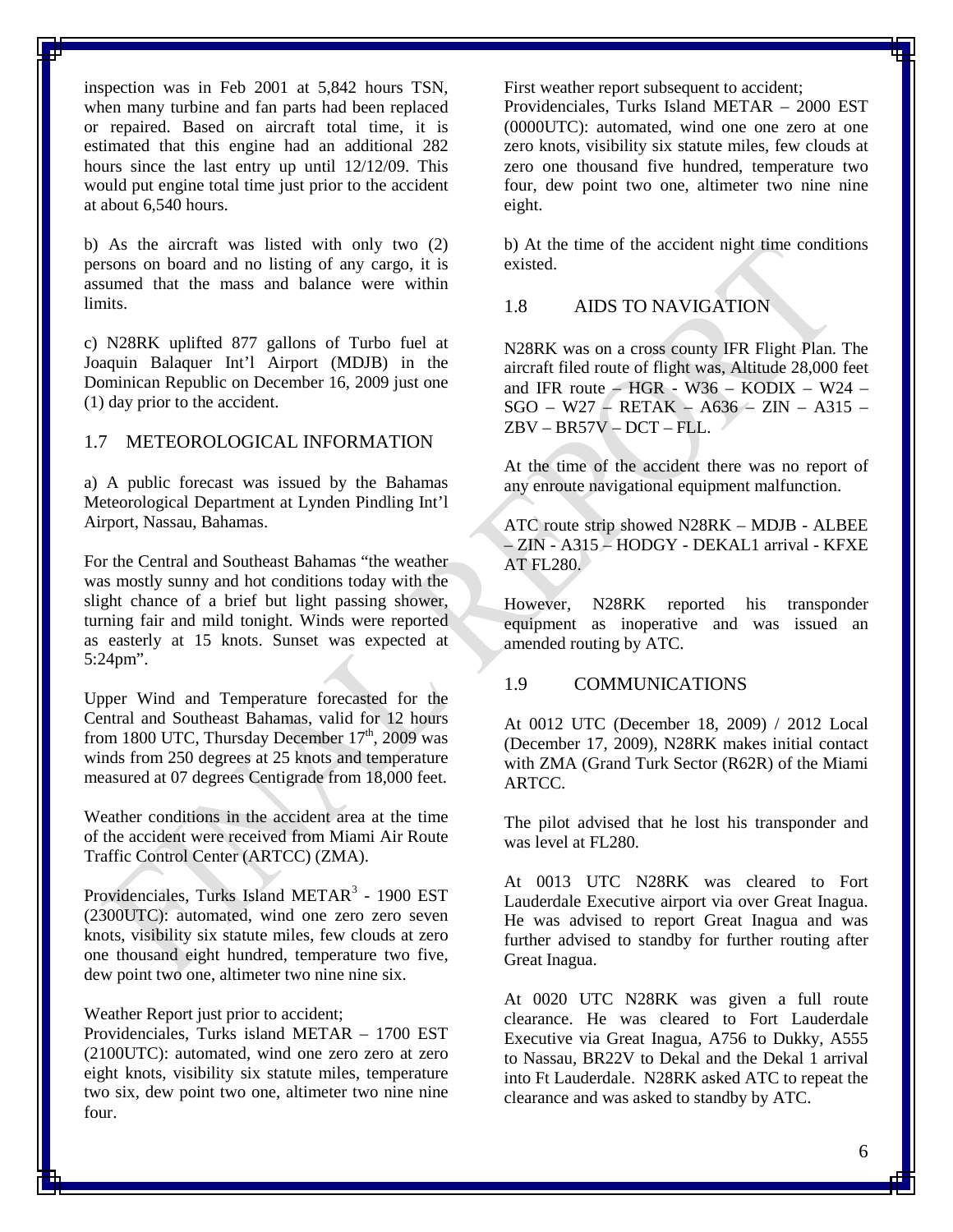inspection was in Feb 2001 at 5,842 hours TSN, when many turbine and fan parts had been replaced or repaired. Based on aircraft total time, it is estimated that this engine had an additional 282 hours since the last entry up until 12/12/09. This would put engine total time just prior to the accident at about 6,540 hours.

b) As the aircraft was listed with only two (2) persons on board and no listing of any cargo, it is assumed that the mass and balance were within limits.

c) N28RK uplifted 877 gallons of Turbo fuel at Joaquin Balaquer Int'l Airport (MDJB) in the Dominican Republic on December 16, 2009 just one (1) day prior to the accident.

## 1.7 METEOROLOGICAL INFORMATION

a) A public forecast was issued by the Bahamas Meteorological Department at Lynden Pindling Int'l Airport, Nassau, Bahamas.

For the Central and Southeast Bahamas "the weather was mostly sunny and hot conditions today with the slight chance of a brief but light passing shower, turning fair and mild tonight. Winds were reported as easterly at 15 knots. Sunset was expected at 5:24pm".

Upper Wind and Temperature forecasted for the Central and Southeast Bahamas, valid for 12 hours from 1800 UTC, Thursday December 17th, 2009 was winds from 250 degrees at 25 knots and temperature measured at 07 degrees Centigrade from 18,000 feet.

Weather conditions in the accident area at the time of the accident were received from Miami Air Route Traffic Control Center (ARTCC) (ZMA).

Providenciales, Turks Island METAR[3] - 1900 EST (2300UTC): automated, wind one zero zero seven knots, visibility six statute miles, few clouds at zero one thousand eight hundred, temperature two five, dew point two one, altimeter two nine nine six.

Weather Report just prior to accident;
Providenciales, Turks island METAR – 1700 EST (2100UTC): automated, wind one zero zero at zero eight knots, visibility six statute miles, temperature two six, dew point two one, altimeter two nine nine four.

First weather report subsequent to accident;
Providenciales, Turks Island METAR – 2000 EST (0000UTC): automated, wind one one zero at one zero knots, visibility six statute miles, few clouds at zero one thousand five hundred, temperature two four, dew point two one, altimeter two nine nine eight.

b) At the time of the accident night time conditions existed.

## 1.8 AIDS TO NAVIGATION

N28RK was on a cross county IFR Flight Plan. The aircraft filed route of flight was, Altitude 28,000 feet and IFR route – HGR - W36 – KODIX – W24 – SGO – W27 – RETAK – A636 – ZIN – A315 – ZBV – BR57V – DCT – FLL.

At the time of the accident there was no report of any enroute navigational equipment malfunction.

ATC route strip showed N28RK – MDJB - ALBEE – ZIN - A315 – HODGY - DEKAL1 arrival - KFXE AT FL280.

However, N28RK reported his transponder equipment as inoperative and was issued an amended routing by ATC.

## 1.9 COMMUNICATIONS

At 0012 UTC (December 18, 2009) / 2012 Local (December 17, 2009), N28RK makes initial contact with ZMA (Grand Turk Sector (R62R) of the Miami ARTCC.

The pilot advised that he lost his transponder and was level at FL280.

At 0013 UTC N28RK was cleared to Fort Lauderdale Executive airport via over Great Inagua. He was advised to report Great Inagua and was further advised to standby for further routing after Great Inagua.

At 0020 UTC N28RK was given a full route clearance. He was cleared to Fort Lauderdale Executive via Great Inagua, A756 to Dukky, A555 to Nassau, BR22V to Dekal and the Dekal 1 arrival into Ft Lauderdale. N28RK asked ATC to repeat the clearance and was asked to standby by ATC.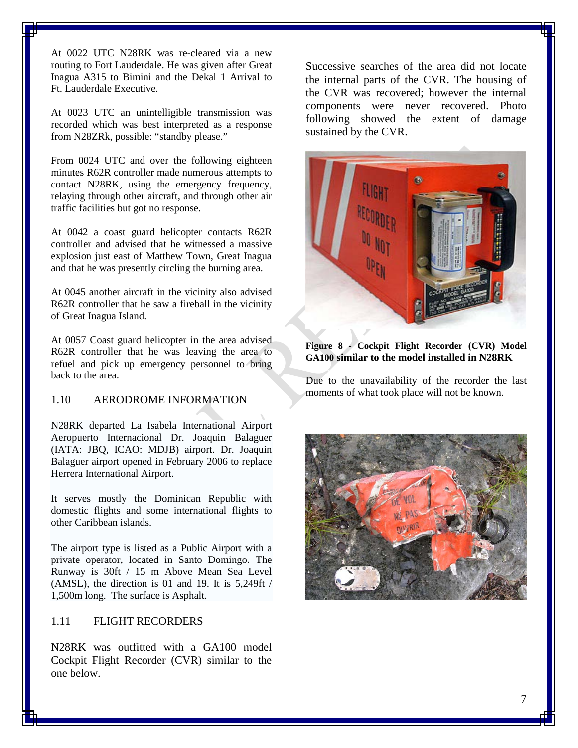At 0022 UTC N28RK was re-cleared via a new routing to Fort Lauderdale. He was given after Great Inagua A315 to Bimini and the Dekal 1 Arrival to Ft. Lauderdale Executive.

At 0023 UTC an unintelligible transmission was recorded which was best interpreted as a response from N28ZRk, possible: "standby please."

From 0024 UTC and over the following eighteen minutes R62R controller made numerous attempts to contact N28RK, using the emergency frequency, relaying through other aircraft, and through other air traffic facilities but got no response.

At 0042 a coast guard helicopter contacts R62R controller and advised that he witnessed a massive explosion just east of Matthew Town, Great Inagua and that he was presently circling the burning area.

At 0045 another aircraft in the vicinity also advised R62R controller that he saw a fireball in the vicinity of Great Inagua Island.

At 0057 Coast guard helicopter in the area advised R62R controller that he was leaving the area to refuel and pick up emergency personnel to bring back to the area.

## 1.10 AERODROME INFORMATION

N28RK departed La Isabela International Airport Aeropuerto Internacional Dr. Joaquin Balaguer (IATA: JBQ, ICAO: MDJB) airport. Dr. Joaquin Balaguer airport opened in February 2006 to replace Herrera International Airport.

It serves mostly the Dominican Republic with domestic flights and some international flights to other Caribbean islands.

The airport type is listed as a Public Airport with a private operator, located in Santo Domingo. The Runway is 30ft / 15 m Above Mean Sea Level (AMSL), the direction is 01 and 19. It is 5,249ft / 1,500m long. The surface is Asphalt.

## 1.11 FLIGHT RECORDERS

N28RK was outfitted with a GA100 model Cockpit Flight Recorder (CVR) similar to the one below.

Successive searches of the area did not locate the internal parts of the CVR. The housing of the CVR was recovered; however the internal components were never recovered. Photo following showed the extent of damage sustained by the CVR.

**Figure 8 - Cockpit Flight Recorder (CVR) Model GA100 similar to the model installed in N28RK**

Due to the unavailability of the recorder the last moments of what took place will not be known.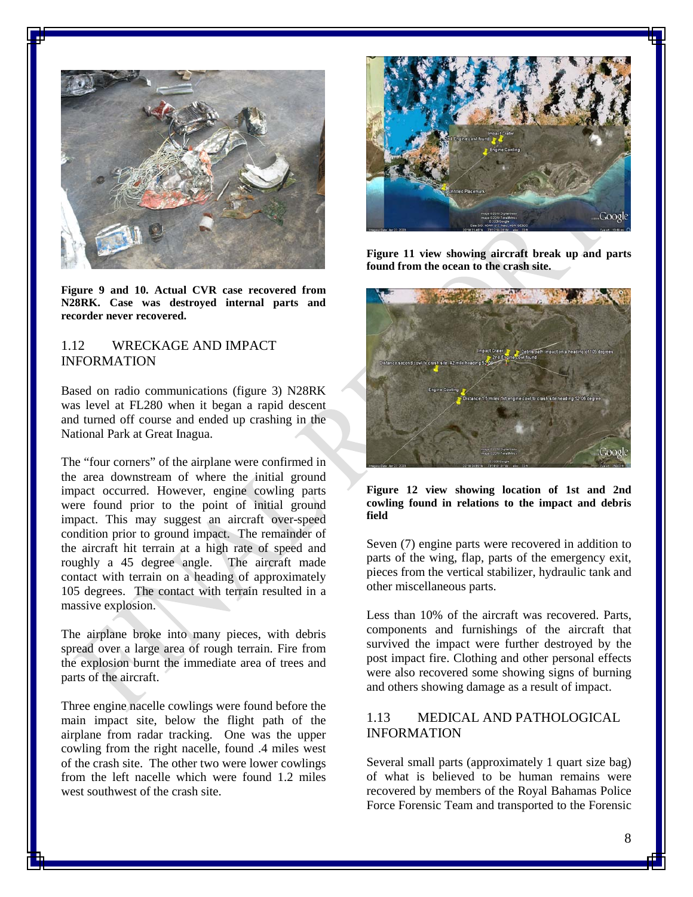Figure 9 and 10. Actual CVR case recovered from N28RK. Case was destroyed internal parts and recorder never recovered.

## 1.12 WRECKAGE AND IMPACT INFORMATION

Based on radio communications (figure 3) N28RK was level at FL280 when it began a rapid descent and turned off course and ended up crashing in the National Park at Great Inagua.

The "four corners" of the airplane were confirmed in the area downstream of where the initial ground impact occurred. However, engine cowling parts were found prior to the point of initial ground impact. This may suggest an aircraft over-speed condition prior to ground impact. The remainder of the aircraft hit terrain at a high rate of speed and roughly a 45 degree angle. The aircraft made contact with terrain on a heading of approximately 105 degrees. The contact with terrain resulted in a massive explosion.

The airplane broke into many pieces, with debris spread over a large area of rough terrain. Fire from the explosion burnt the immediate area of trees and parts of the aircraft.

Three engine nacelle cowlings were found before the main impact site, below the flight path of the airplane from radar tracking. One was the upper cowling from the right nacelle, found .4 miles west of the crash site. The other two were lower cowlings from the left nacelle which were found 1.2 miles west southwest of the crash site.

Figure 11 view showing aircraft break up and parts found from the ocean to the crash site.

Figure 12 view showing location of 1st and 2nd cowling found in relations to the impact and debris field

Seven (7) engine parts were recovered in addition to parts of the wing, flap, parts of the emergency exit, pieces from the vertical stabilizer, hydraulic tank and other miscellaneous parts.

Less than 10% of the aircraft was recovered. Parts, components and furnishings of the aircraft that survived the impact were further destroyed by the post impact fire. Clothing and other personal effects were also recovered some showing signs of burning and others showing damage as a result of impact.

## 1.13 MEDICAL AND PATHOLOGICAL INFORMATION

Several small parts (approximately 1 quart size bag) of what is believed to be human remains were recovered by members of the Royal Bahamas Police Force Forensic Team and transported to the Forensic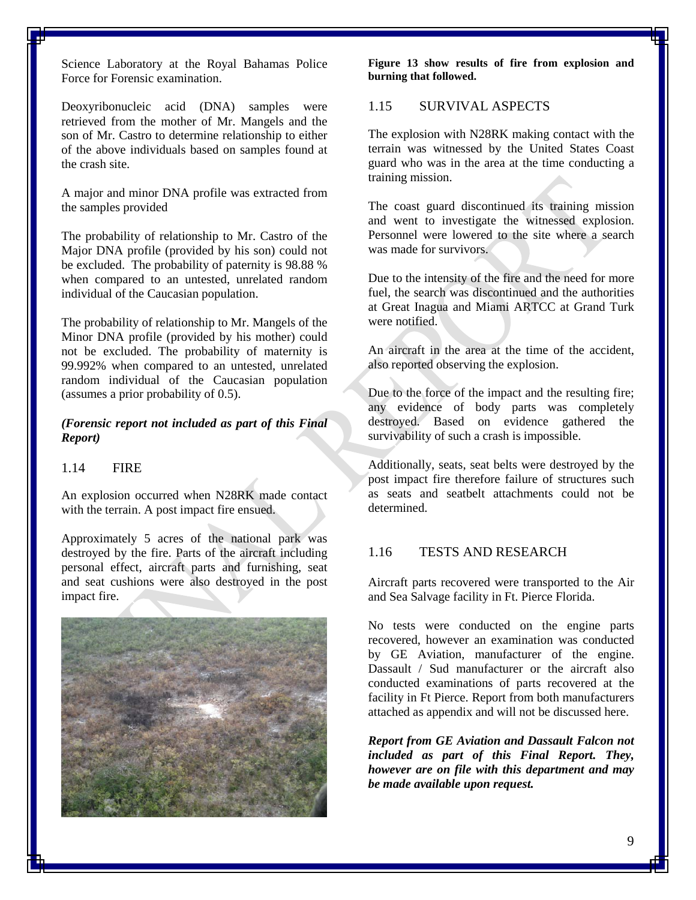Science Laboratory at the Royal Bahamas Police Force for Forensic examination.

Deoxyribonucleic acid (DNA) samples were retrieved from the mother of Mr. Mangels and the son of Mr. Castro to determine relationship to either of the above individuals based on samples found at the crash site.

A major and minor DNA profile was extracted from the samples provided

The probability of relationship to Mr. Castro of the Major DNA profile (provided by his son) could not be excluded. The probability of paternity is 98.88 % when compared to an untested, unrelated random individual of the Caucasian population.

The probability of relationship to Mr. Mangels of the Minor DNA profile (provided by his mother) could not be excluded. The probability of maternity is 99.992% when compared to an untested, unrelated random individual of the Caucasian population (assumes a prior probability of 0.5).

***(Forensic report not included as part of this Final Report)***

## 1.14 FIRE

An explosion occurred when N28RK made contact with the terrain. A post impact fire ensued.

Approximately 5 acres of the national park was destroyed by the fire. Parts of the aircraft including personal effect, aircraft parts and furnishing, seat and seat cushions were also destroyed in the post impact fire.

**Figure 13 show results of fire from explosion and burning that followed.**

## 1.15 SURVIVAL ASPECTS

The explosion with N28RK making contact with the terrain was witnessed by the United States Coast guard who was in the area at the time conducting a training mission.

The coast guard discontinued its training mission and went to investigate the witnessed explosion. Personnel were lowered to the site where a search was made for survivors.

Due to the intensity of the fire and the need for more fuel, the search was discontinued and the authorities at Great Inagua and Miami ARTCC at Grand Turk were notified.

An aircraft in the area at the time of the accident, also reported observing the explosion.

Due to the force of the impact and the resulting fire; any evidence of body parts was completely destroyed. Based on evidence gathered the survivability of such a crash is impossible.

Additionally, seats, seat belts were destroyed by the post impact fire therefore failure of structures such as seats and seatbelt attachments could not be determined.

## 1.16 TESTS AND RESEARCH

Aircraft parts recovered were transported to the Air and Sea Salvage facility in Ft. Pierce Florida.

No tests were conducted on the engine parts recovered, however an examination was conducted by GE Aviation, manufacturer of the engine. Dassault / Sud manufacturer or the aircraft also conducted examinations of parts recovered at the facility in Ft Pierce. Report from both manufacturers attached as appendix and will not be discussed here.

***Report from GE Aviation and Dassault Falcon not included as part of this Final Report. They, however are on file with this department and may be made available upon request.***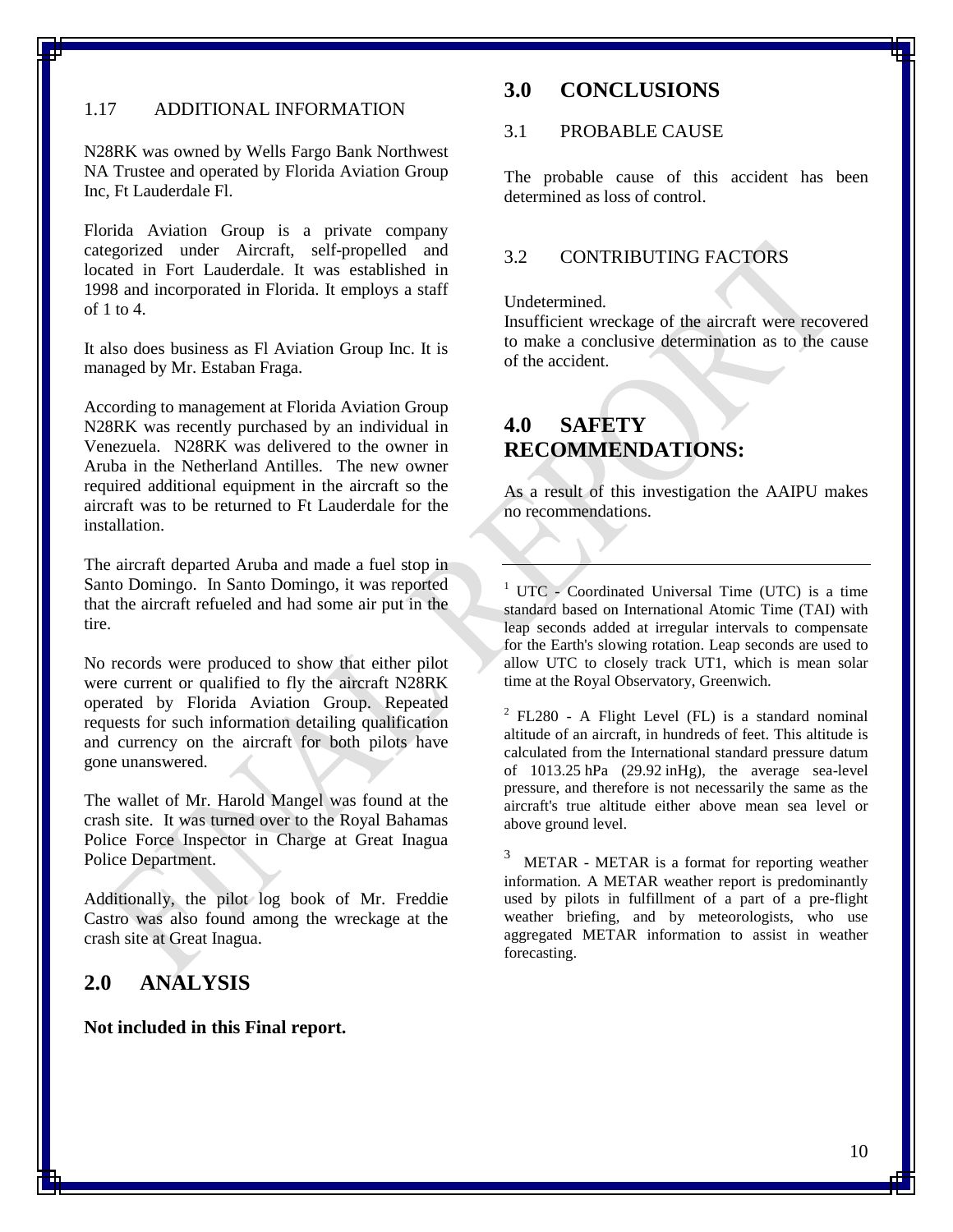### 1.17 ADDITIONAL INFORMATION

N28RK was owned by Wells Fargo Bank Northwest NA Trustee and operated by Florida Aviation Group Inc, Ft Lauderdale Fl.

Florida Aviation Group is a private company categorized under Aircraft, self-propelled and located in Fort Lauderdale. It was established in 1998 and incorporated in Florida. It employs a staff of 1 to 4.

It also does business as Fl Aviation Group Inc. It is managed by Mr. Estaban Fraga.

According to management at Florida Aviation Group N28RK was recently purchased by an individual in Venezuela. N28RK was delivered to the owner in Aruba in the Netherland Antilles. The new owner required additional equipment in the aircraft so the aircraft was to be returned to Ft Lauderdale for the installation.

The aircraft departed Aruba and made a fuel stop in Santo Domingo. In Santo Domingo, it was reported that the aircraft refueled and had some air put in the tire.

No records were produced to show that either pilot were current or qualified to fly the aircraft N28RK operated by Florida Aviation Group. Repeated requests for such information detailing qualification and currency on the aircraft for both pilots have gone unanswered.

The wallet of Mr. Harold Mangel was found at the crash site. It was turned over to the Royal Bahamas Police Force Inspector in Charge at Great Inagua Police Department.

Additionally, the pilot log book of Mr. Freddie Castro was also found among the wreckage at the crash site at Great Inagua.

## 2.0 ANALYSIS

**Not included in this Final report.**

## 3.0 CONCLUSIONS

### 3.1 PROBABLE CAUSE

The probable cause of this accident has been determined as loss of control.

### 3.2 CONTRIBUTING FACTORS

Undetermined.
Insufficient wreckage of the aircraft were recovered to make a conclusive determination as to the cause of the accident.

## 4.0 SAFETY RECOMMENDATIONS:

As a result of this investigation the AAIPU makes no recommendations.

---

[1] UTC - Coordinated Universal Time (UTC) is a time standard based on International Atomic Time (TAI) with leap seconds added at irregular intervals to compensate for the Earth's slowing rotation. Leap seconds are used to allow UTC to closely track UT1, which is mean solar time at the Royal Observatory, Greenwich.

[2] FL280 - A Flight Level (FL) is a standard nominal altitude of an aircraft, in hundreds of feet. This altitude is calculated from the International standard pressure datum of 1013.25 hPa (29.92 inHg), the average sea-level pressure, and therefore is not necessarily the same as the aircraft's true altitude either above mean sea level or above ground level.

[3] METAR - METAR is a format for reporting weather information. A METAR weather report is predominantly used by pilots in fulfillment of a part of a pre-flight weather briefing, and by meteorologists, who use aggregated METAR information to assist in weather forecasting.